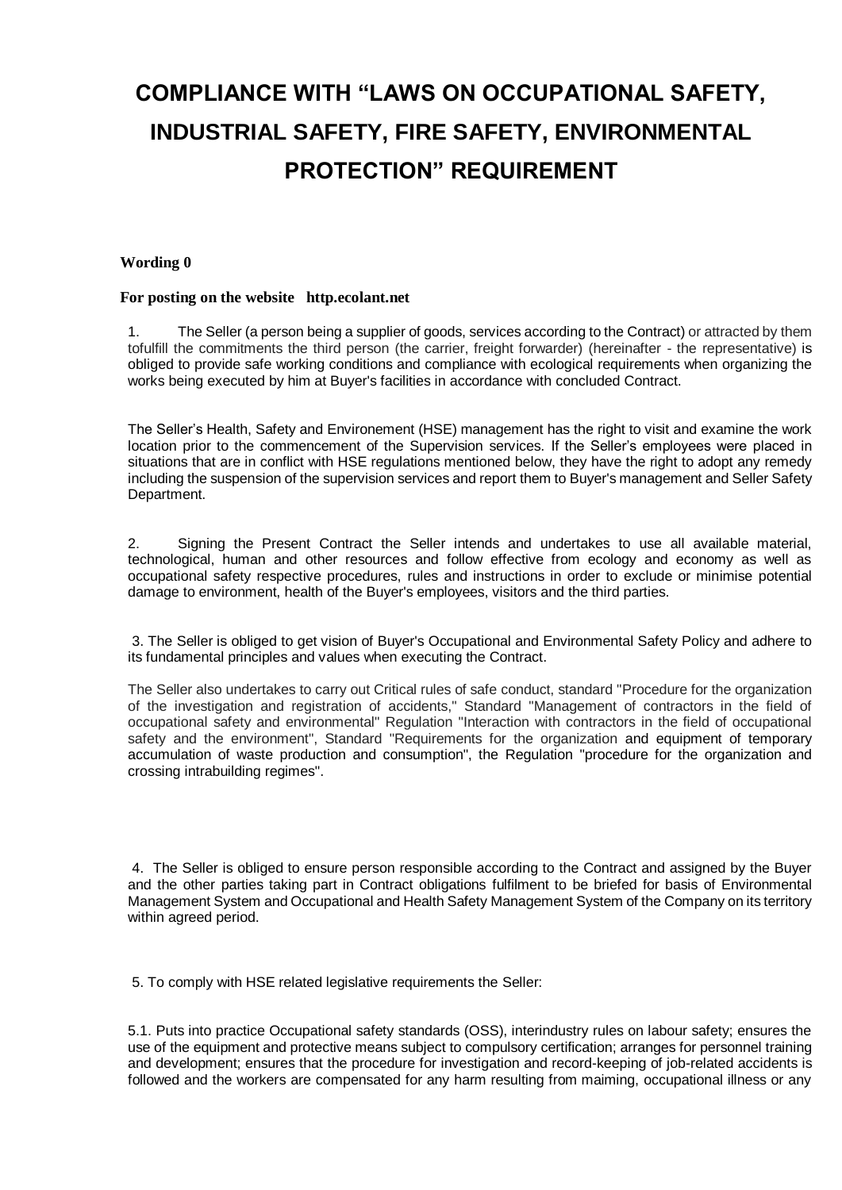# COMPLIANCE WITH "LAWS ON OCCUPATIONAL SAFETY, INDUSTRIAL SAFETY, FIRE SAFETY, ENVIRONMENTAL PROTECTION" REQUIREMENT

**Wording 0**

**For posting on the website http.ecolant.net**

1. The Seller (a person being a supplier of goods, services according to the Contract) or attracted by them tofulfill the commitments the third person (the carrier, freight forwarder) (hereinafter - the representative) is obliged to provide safe working conditions and compliance with ecological requirements when organizing the works being executed by him at Buyer's facilities in accordance with concluded Contract.

The Seller's Health, Safety and Environement (HSE) management has the right to visit and examine the work location prior to the commencement of the Supervision services. If the Seller's employees were placed in situations that are in conflict with HSE regulations mentioned below, they have the right to adopt any remedy including the suspension of the supervision services and report them to Buyer's management and Seller Safety Department.

2. Signing the Present Contract the Seller intends and undertakes to use all available material, technological, human and other resources and follow effective from ecology and economy as well as occupational safety respective procedures, rules and instructions in order to exclude or minimise potential damage to environment, health of the Buyer's employees, visitors and the third parties.

3. The Seller is obliged to get vision of Buyer's Occupational and Environmental Safety Policy and adhere to its fundamental principles and values when executing the Contract.

The Seller also undertakes to carry out Critical rules of safe conduct, standard "Procedure for the organization of the investigation and registration of accidents," Standard "Management of contractors in the field of occupational safety and environmental" Regulation "Interaction with contractors in the field of occupational safety and the environment", Standard "Requirements for the organization and equipment of temporary accumulation of waste production and consumption", the Regulation "procedure for the organization and crossing intrabuilding regimes".

4. The Seller is obliged to ensure person responsible according to the Contract and assigned by the Buyer and the other parties taking part in Contract obligations fulfilment to be briefed for basis of Environmental Management System and Occupational and Health Safety Management System of the Company on its territory within agreed period.

5. To comply with HSE related legislative requirements the Seller:

5.1. Puts into practice Occupational safety standards (OSS), interindustry rules on labour safety; ensures the use of the equipment and protective means subject to compulsory certification; arranges for personnel training and development; ensures that the procedure for investigation and record-keeping of job-related accidents is followed and the workers are compensated for any harm resulting from maiming, occupational illness or any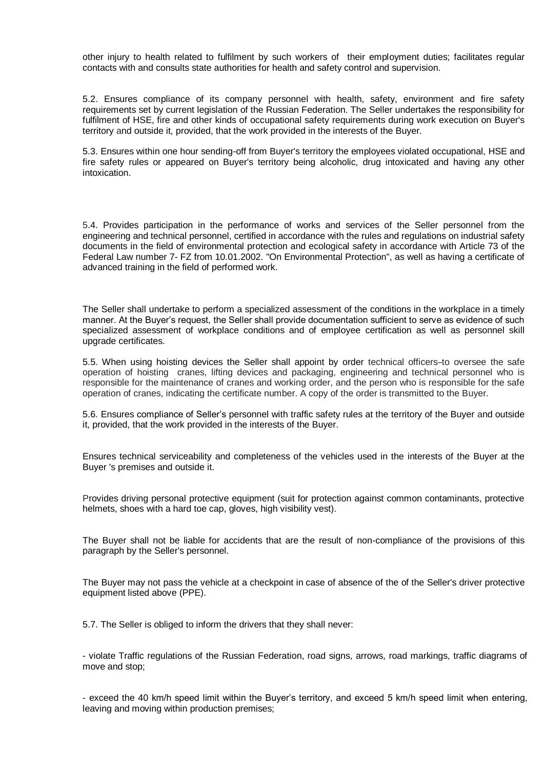other injury to health related to fulfilment by such workers of their employment duties; facilitates regular contacts with and consults state authorities for health and safety control and supervision.

5.2. Ensures compliance of its company personnel with health, safety, environment and fire safety requirements set by current legislation of the Russian Federation. The Seller undertakes the responsibility for fulfilment of HSE, fire and other kinds of occupational safety requirements during work execution on Buyer's territory and outside it, provided, that the work provided in the interests of the Buyer.

5.3. Ensures within one hour sending-off from Buyer's territory the employees violated occupational, HSE and fire safety rules or appeared on Buyer's territory being alcoholic, drug intoxicated and having any other intoxication.

5.4. Provides participation in the performance of works and services of the Seller personnel from the engineering and technical personnel, certified in accordance with the rules and regulations on industrial safety documents in the field of environmental protection and ecological safety in accordance with Article 73 of the Federal Law number 7- FZ from 10.01.2002. "On Environmental Protection", as well as having a certificate of advanced training in the field of performed work.

The Seller shall undertake to perform a specialized assessment of the conditions in the workplace in a timely manner. At the Buyer's request, the Seller shall provide documentation sufficient to serve as evidence of such specialized assessment of workplace conditions and of employee certification as well as personnel skill upgrade certificates.

5.5. When using hoisting devices the Seller shall appoint by order technical officers to oversee the safe operation of hoisting cranes, lifting devices and packaging, engineering and technical personnel who is responsible for the maintenance of cranes and working order, and the person who is responsible for the safe operation of cranes, indicating the certificate number. A copy of the order is transmitted to the Buyer.

5.6. Ensures compliance of Seller's personnel with traffic safety rules at the territory of the Buyer and outside it, provided, that the work provided in the interests of the Buyer.

Ensures technical serviceability and completeness of the vehicles used in the interests of the Buyer at the Buyer 's premises and outside it.

Provides driving personal protective equipment (suit for protection against common contaminants, protective helmets, shoes with a hard toe cap, gloves, high visibility vest).

The Buyer shall not be liable for accidents that are the result of non-compliance of the provisions of this paragraph by the Seller's personnel.

The Buyer may not pass the vehicle at a checkpoint in case of absence of the of the Seller's driver protective equipment listed above (PPE).

5.7. The Seller is obliged to inform the drivers that they shall never:

- violate Traffic regulations of the Russian Federation, road signs, arrows, road markings, traffic diagrams of move and stop;

- exceed the 40 km/h speed limit within the Buyer's territory, and exceed 5 km/h speed limit when entering, leaving and moving within production premises;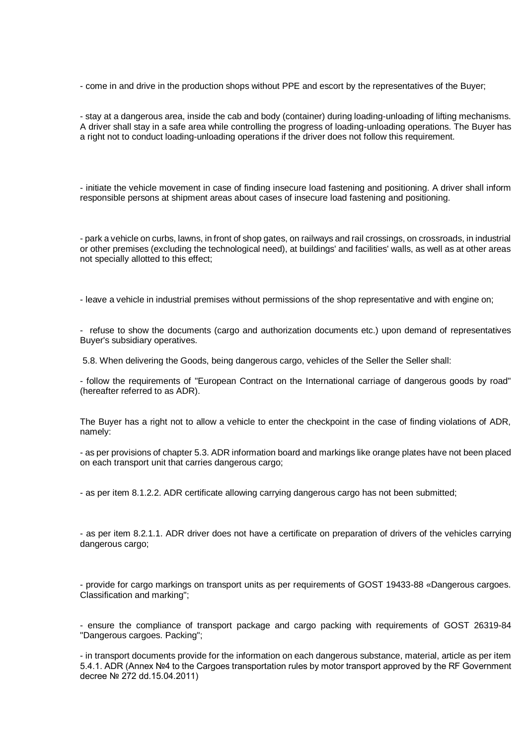- come in and drive in the production shops without PPE and escort by the representatives of the Buyer;

- stay at a dangerous area, inside the cab and body (container) during loading-unloading of lifting mechanisms. A driver shall stay in a safe area while controlling the progress of loading-unloading operations. The Buyer has a right not to conduct loading-unloading operations if the driver does not follow this requirement.

- initiate the vehicle movement in case of finding insecure load fastening and positioning. A driver shall inform responsible persons at shipment areas about cases of insecure load fastening and positioning.

- park a vehicle on curbs, lawns, in front of shop gates, on railways and rail crossings, on crossroads, in industrial or other premises (excluding the technological need), at buildings' and facilities' walls, as well as at other areas not specially allotted to this effect;

- leave a vehicle in industrial premises without permissions of the shop representative and with engine on;

- refuse to show the documents (cargo and authorization documents etc.) upon demand of representatives Buyer's subsidiary operatives.

5.8. When delivering the Goods, being dangerous cargo, vehicles of the Seller the Seller shall:

- follow the requirements of "European Contract on the International carriage of dangerous goods by road" (hereafter referred to as ADR).

The Buyer has a right not to allow a vehicle to enter the checkpoint in the case of finding violations of ADR, namely:

- as per provisions of chapter 5.3. ADR information board and markings like orange plates have not been placed on each transport unit that carries dangerous cargo;

- as per item 8.1.2.2. ADR certificate allowing carrying dangerous cargo has not been submitted;

- as per item 8.2.1.1. ADR driver does not have a certificate on preparation of drivers of the vehicles carrying dangerous cargo;

- provide for cargo markings on transport units as per requirements of GOST 19433-88 «Dangerous cargoes. Classification and marking";

- ensure the compliance of transport package and cargo packing with requirements of GOST 26319-84 "Dangerous cargoes. Packing";

- in transport documents provide for the information on each dangerous substance, material, article as per item 5.4.1. ADR (Annex №4 to the Cargoes transportation rules by motor transport approved by the RF Government decree № 272 dd.15.04.2011)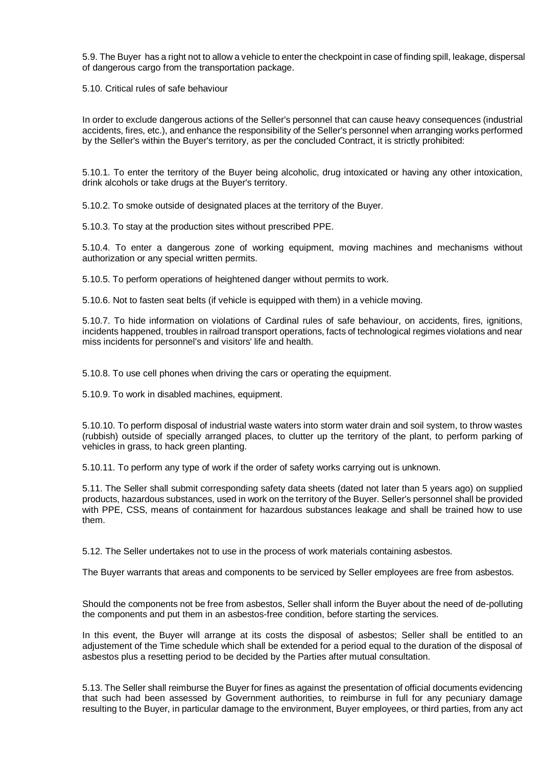5.9. The Buyer has a right not to allow a vehicle to enter the checkpoint in case of finding spill, leakage, dispersal of dangerous cargo from the transportation package.

5.10. Critical rules of safe behaviour

In order to exclude dangerous actions of the Seller's personnel that can cause heavy consequences (industrial accidents, fires, etc.), and enhance the responsibility of the Seller's personnel when arranging works performed by the Seller's within the Buyer's territory, as per the concluded Contract, it is strictly prohibited:

5.10.1. To enter the territory of the Buyer being alcoholic, drug intoxicated or having any other intoxication, drink alcohols or take drugs at the Buyer's territory.

5.10.2. To smoke outside of designated places at the territory of the Buyer.

5.10.3. To stay at the production sites without prescribed PPE.

5.10.4. To enter a dangerous zone of working equipment, moving machines and mechanisms without authorization or any special written permits.

5.10.5. To perform operations of heightened danger without permits to work.

5.10.6. Not to fasten seat belts (if vehicle is equipped with them) in a vehicle moving.

5.10.7. To hide information on violations of Cardinal rules of safe behaviour, on accidents, fires, ignitions, incidents happened, troubles in railroad transport operations, facts of technological regimes violations and near miss incidents for personnel's and visitors' life and health.

5.10.8. To use cell phones when driving the cars or operating the equipment.

5.10.9. To work in disabled machines, equipment.

5.10.10. To perform disposal of industrial waste waters into storm water drain and soil system, to throw wastes (rubbish) outside of specially arranged places, to clutter up the territory of the plant, to perform parking of vehicles in grass, to hack green planting.

5.10.11. To perform any type of work if the order of safety works carrying out is unknown.

5.11. The Seller shall submit corresponding safety data sheets (dated not later than 5 years ago) on supplied products, hazardous substances, used in work on the territory of the Buyer. Seller's personnel shall be provided with PPE, CSS, means of containment for hazardous substances leakage and shall be trained how to use them.

5.12. The Seller undertakes not to use in the process of work materials containing asbestos.

The Buyer warrants that areas and components to be serviced by Seller employees are free from asbestos.

Should the components not be free from asbestos, Seller shall inform the Buyer about the need of de-polluting the components and put them in an asbestos-free condition, before starting the services.

In this event, the Buyer will arrange at its costs the disposal of asbestos; Seller shall be entitled to an adjustement of the Time schedule which shall be extended for a period equal to the duration of the disposal of asbestos plus a resetting period to be decided by the Parties after mutual consultation.

5.13. The Seller shall reimburse the Buyer for fines as against the presentation of official documents evidencing that such had been assessed by Government authorities, to reimburse in full for any pecuniary damage resulting to the Buyer, in particular damage to the environment, Buyer employees, or third parties, from any act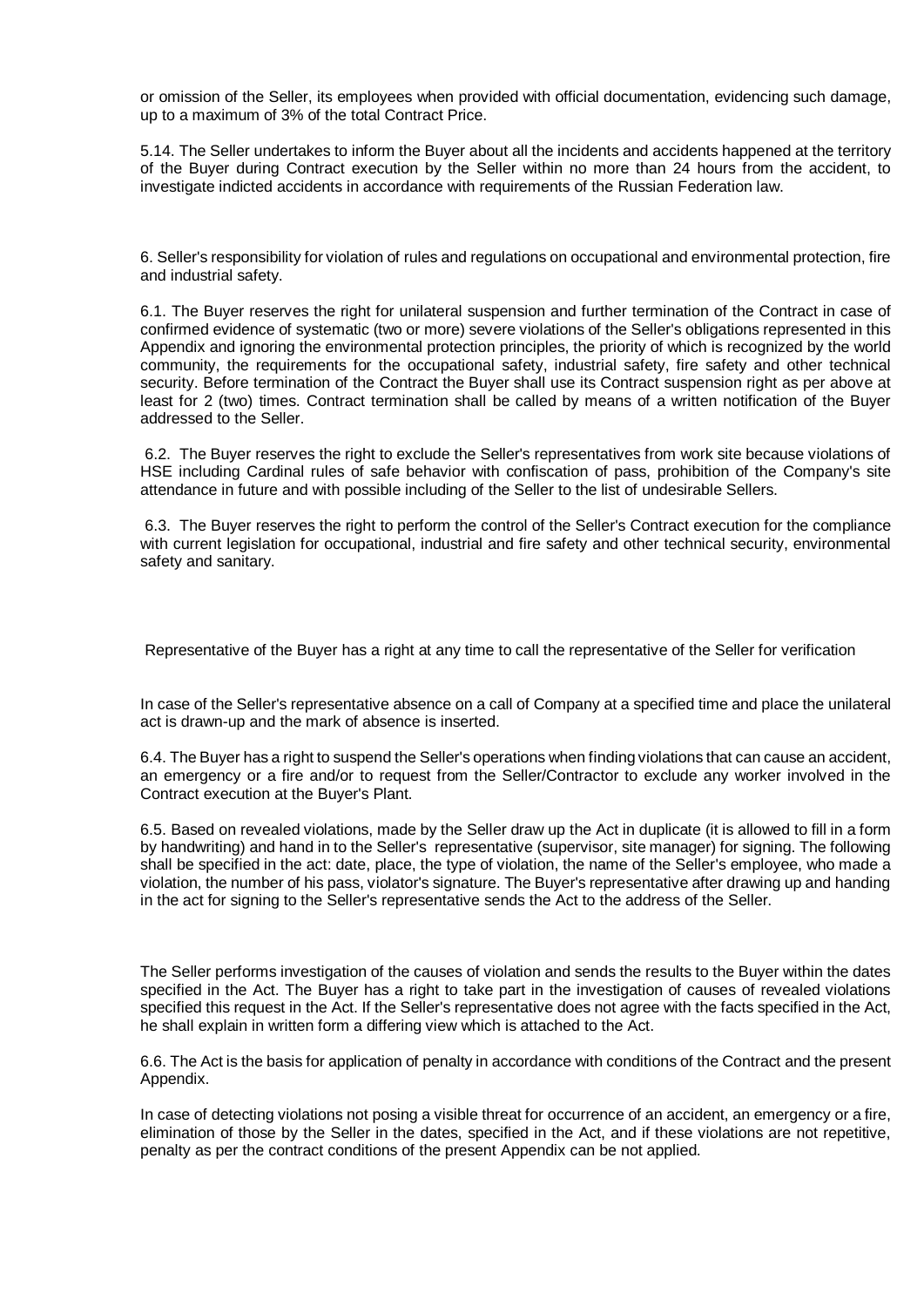or omission of the Seller, its employees when provided with official documentation, evidencing such damage, up to a maximum of 3% of the total Contract Price.

5.14. The Seller undertakes to inform the Buyer about all the incidents and accidents happened at the territory of the Buyer during Contract execution by the Seller within no more than 24 hours from the accident, to investigate indicted accidents in accordance with requirements of the Russian Federation law.

6. Seller's responsibility for violation of rules and regulations on occupational and environmental protection, fire and industrial safety.

6.1. The Buyer reserves the right for unilateral suspension and further termination of the Contract in case of confirmed evidence of systematic (two or more) severe violations of the Seller's obligations represented in this Appendix and ignoring the environmental protection principles, the priority of which is recognized by the world community, the requirements for the occupational safety, industrial safety, fire safety and other technical security. Before termination of the Contract the Buyer shall use its Contract suspension right as per above at least for 2 (two) times. Contract termination shall be called by means of a written notification of the Buyer addressed to the Seller.

6.2. The Buyer reserves the right to exclude the Seller's representatives from work site because violations of HSE including Cardinal rules of safe behavior with confiscation of pass, prohibition of the Company's site attendance in future and with possible including of the Seller to the list of undesirable Sellers.

6.3. The Buyer reserves the right to perform the control of the Seller's Contract execution for the compliance with current legislation for occupational, industrial and fire safety and other technical security, environmental safety and sanitary.

Representative of the Buyer has a right at any time to call the representative of the Seller for verification

In case of the Seller's representative absence on a call of Company at a specified time and place the unilateral act is drawn-up and the mark of absence is inserted.

6.4. The Buyer has a right to suspend the Seller's operations when finding violations that can cause an accident, an emergency or a fire and/or to request from the Seller/Contractor to exclude any worker involved in the Contract execution at the Buyer's Plant.

6.5. Based on revealed violations, made by the Seller draw up the Act in duplicate (it is allowed to fill in a form by handwriting) and hand in to the Seller's representative (supervisor, site manager) for signing. The following shall be specified in the act: date, place, the type of violation, the name of the Seller's employee, who made a violation, the number of his pass, violator's signature. The Buyer's representative after drawing up and handing in the act for signing to the Seller's representative sends the Act to the address of the Seller.

The Seller performs investigation of the causes of violation and sends the results to the Buyer within the dates specified in the Act. The Buyer has a right to take part in the investigation of causes of revealed violations specified this request in the Act. If the Seller's representative does not agree with the facts specified in the Act, he shall explain in written form a differing view which is attached to the Act.

6.6. The Act is the basis for application of penalty in accordance with conditions of the Contract and the present Appendix.

In case of detecting violations not posing a visible threat for occurrence of an accident, an emergency or a fire, elimination of those by the Seller in the dates, specified in the Act, and if these violations are not repetitive, penalty as per the contract conditions of the present Appendix can be not applied.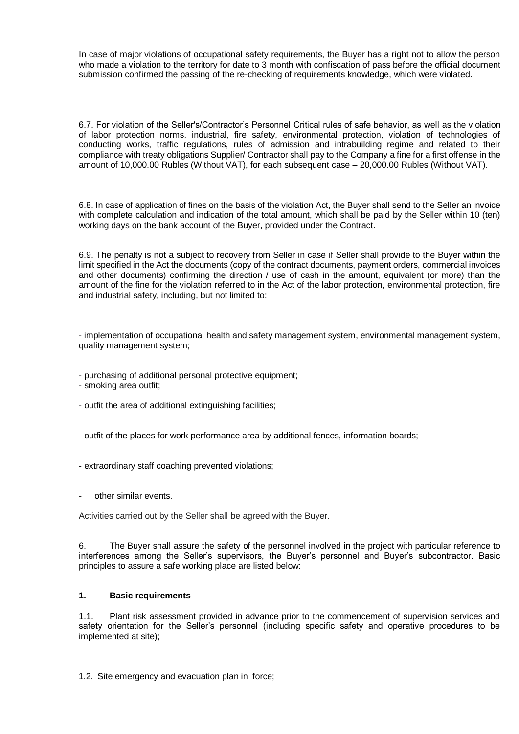In case of major violations of occupational safety requirements, the Buyer has a right not to allow the person who made a violation to the territory for date to 3 month with confiscation of pass before the official document submission confirmed the passing of the re-checking of requirements knowledge, which were violated.

6.7. For violation of the Seller's/Contractor's Personnel Critical rules of safe behavior, as well as the violation of labor protection norms, industrial, fire safety, environmental protection, violation of technologies of conducting works, traffic regulations, rules of admission and intrabuilding regime and related to their compliance with treaty obligations Supplier/ Contractor shall pay to the Company a fine for a first offense in the amount of 10,000.00 Rubles (Without VAT), for each subsequent case – 20,000.00 Rubles (Without VAT).

6.8. In case of application of fines on the basis of the violation Act, the Buyer shall send to the Seller an invoice with complete calculation and indication of the total amount, which shall be paid by the Seller within 10 (ten) working days on the bank account of the Buyer, provided under the Contract.

6.9. The penalty is not a subject to recovery from Seller in case if Seller shall provide to the Buyer within the limit specified in the Act the documents (copy of the contract documents, payment orders, commercial invoices and other documents) confirming the direction / use of cash in the amount, equivalent (or more) than the amount of the fine for the violation referred to in the Act of the labor protection, environmental protection, fire and industrial safety, including, but not limited to:

- implementation of occupational health and safety management system, environmental management system, quality management system;
- purchasing of additional personal protective equipment;
- smoking area outfit;
- outfit the area of additional extinguishing facilities;
- outfit of the places for work performance area by additional fences, information boards;
- extraordinary staff coaching prevented violations;
- other similar events.

Activities carried out by the Seller shall be agreed with the Buyer.

6. The Buyer shall assure the safety of the personnel involved in the project with particular reference to interferences among the Seller's supervisors, the Buyer's personnel and Buyer's subcontractor. Basic principles to assure a safe working place are listed below:

**1. Basic requirements**

1.1. Plant risk assessment provided in advance prior to the commencement of supervision services and safety orientation for the Seller's personnel (including specific safety and operative procedures to be implemented at site);

1.2. Site emergency and evacuation plan in force;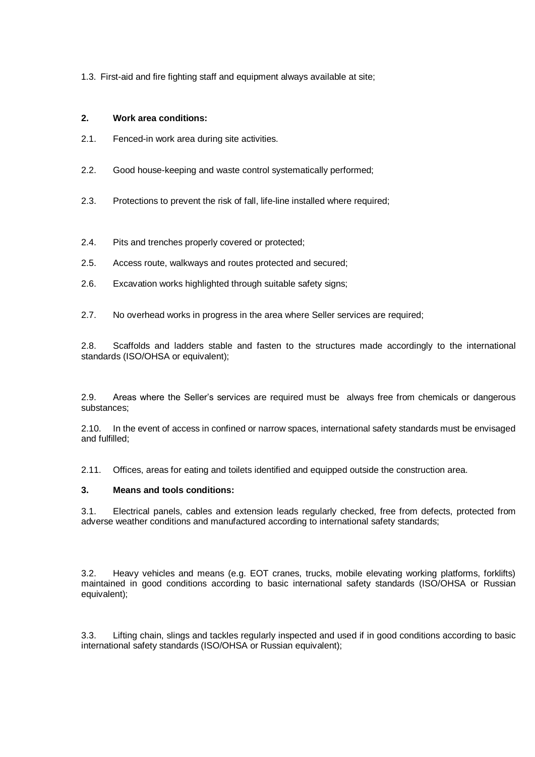1.3. First-aid and fire fighting staff and equipment always available at site;

**2. Work area conditions:**

2.1. Fenced-in work area during site activities.

2.2. Good house-keeping and waste control systematically performed;

2.3. Protections to prevent the risk of fall, life-line installed where required;

2.4. Pits and trenches properly covered or protected;

2.5. Access route, walkways and routes protected and secured;

2.6. Excavation works highlighted through suitable safety signs;

2.7. No overhead works in progress in the area where Seller services are required;

2.8. Scaffolds and ladders stable and fasten to the structures made accordingly to the international standards (ISO/OHSA or equivalent);

2.9. Areas where the Seller's services are required must be always free from chemicals or dangerous substances;

2.10. In the event of access in confined or narrow spaces, international safety standards must be envisaged and fulfilled;

2.11. Offices, areas for eating and toilets identified and equipped outside the construction area.

**3. Means and tools conditions:**

3.1. Electrical panels, cables and extension leads regularly checked, free from defects, protected from adverse weather conditions and manufactured according to international safety standards;

3.2. Heavy vehicles and means (e.g. EOT cranes, trucks, mobile elevating working platforms, forklifts) maintained in good conditions according to basic international safety standards (ISO/OHSA or Russian equivalent);

3.3. Lifting chain, slings and tackles regularly inspected and used if in good conditions according to basic international safety standards (ISO/OHSA or Russian equivalent);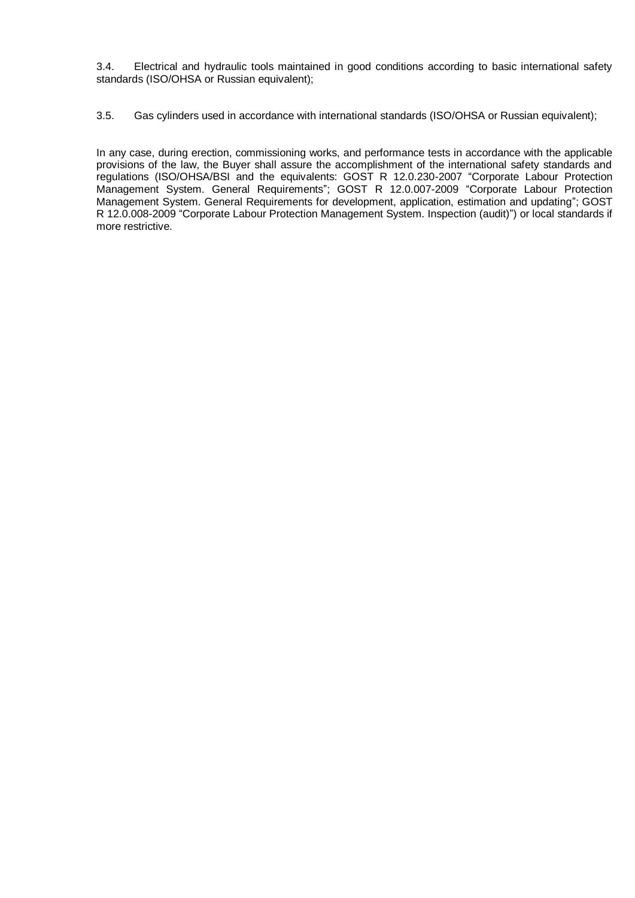3.4. Electrical and hydraulic tools maintained in good conditions according to basic international safety standards (ISO/OHSA or Russian equivalent);

3.5. Gas cylinders used in accordance with international standards (ISO/OHSA or Russian equivalent);

In any case, during erection, commissioning works, and performance tests in accordance with the applicable provisions of the law, the Buyer shall assure the accomplishment of the international safety standards and regulations (ISO/OHSA/BSI and the equivalents: GOST R 12.0.230-2007 "Corporate Labour Protection Management System. General Requirements"; GOST R 12.0.007-2009 "Corporate Labour Protection Management System. General Requirements for development, application, estimation and updating"; GOST R 12.0.008-2009 "Corporate Labour Protection Management System. Inspection (audit)") or local standards if more restrictive.